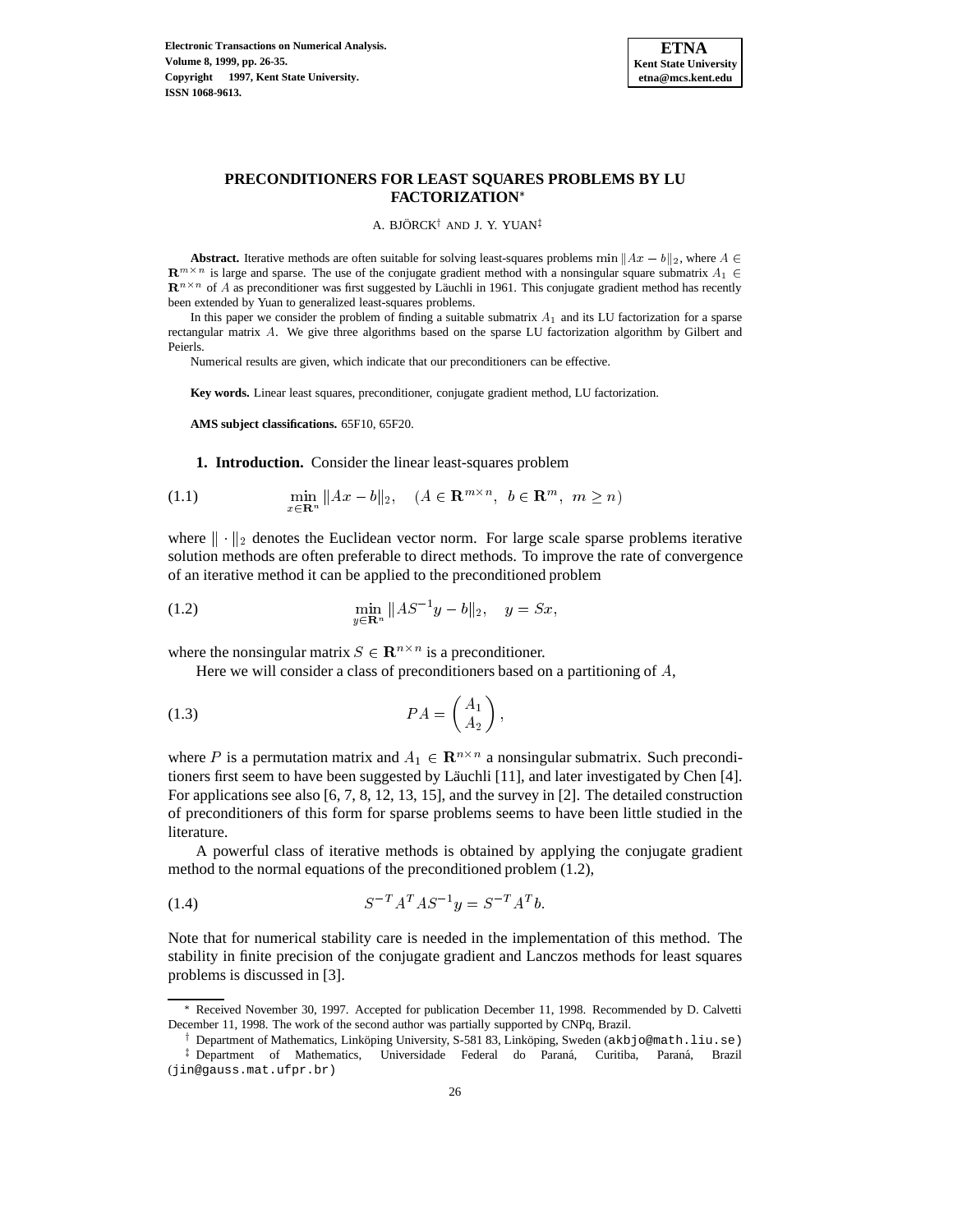# PRECONDITIONERS FOR LEAST SQUARES PROBLEMS BY LU FACTORIZATION*

A. BJÖRCK† AND J. Y. YUAN‡

**Abstract.** Iterative methods are often suitable for solving least-squares problems $\min \|Ax - b\|_2$, where $A \in \mathbf{R}^{m \times n}$ is large and sparse. The use of the conjugate gradient method with a nonsingular square submatrix $A_1 \in \mathbf{R}^{n \times n}$ of $A$ as preconditioner was first suggested by Läuchli in 1961. This conjugate gradient method has recently been extended by Yuan to generalized least-squares problems.

In this paper we consider the problem of finding a suitable submatrix $A_1$ and its LU factorization for a sparse rectangular matrix $A$. We give three algorithms based on the sparse LU factorization algorithm by Gilbert and Peierls.

Numerical results are given, which indicate that our preconditioners can be effective.

**Key words.** Linear least squares, preconditioner, conjugate gradient method, LU factorization.

**AMS subject classifications.** 65F10, 65F20.

## 1. Introduction.

Consider the linear least-squares problem

$$\min_{x \in \mathbf{R}^n} \|Ax - b\|_2, \quad (A \in \mathbf{R}^{m \times n},\ b \in \mathbf{R}^m,\ m \geq n) \tag{1.1}$$

where $\|\cdot\|_2$ denotes the Euclidean vector norm. For large scale sparse problems iterative solution methods are often preferable to direct methods. To improve the rate of convergence of an iterative method it can be applied to the preconditioned problem

$$\min_{y \in \mathbf{R}^n} \|AS^{-1}y - b\|_2, \quad y = Sx, \tag{1.2}$$

where the nonsingular matrix $S \in \mathbf{R}^{n \times n}$ is a preconditioner.

Here we will consider a class of preconditioners based on a partitioning of $A$,

$$PA = \begin{pmatrix} A_1 \\ A_2 \end{pmatrix}, \tag{1.3}$$

where $P$ is a permutation matrix and $A_1 \in \mathbf{R}^{n \times n}$ a nonsingular submatrix. Such preconditioners first seem to have been suggested by Läuchli [11], and later investigated by Chen [4]. For applications see also [6, 7, 8, 12, 13, 15], and the survey in [2]. The detailed construction of preconditioners of this form for sparse problems seems to have been little studied in the literature.

A powerful class of iterative methods is obtained by applying the conjugate gradient method to the normal equations of the preconditioned problem (1.2),

$$S^{-T}A^TAS^{-1}y = S^{-T}A^Tb. \tag{1.4}$$

Note that for numerical stability care is needed in the implementation of this method. The stability in finite precision of the conjugate gradient and Lanczos methods for least squares problems is discussed in [3].

---

* Received November 30, 1997. Accepted for publication December 11, 1998. Recommended by D. Calvetti December 11, 1998. The work of the second author was partially supported by CNPq, Brazil.

† Department of Mathematics, Linköping University, S-581 83, Linköping, Sweden (akbjo@math.liu.se)

‡ Department of Mathematics, Universidade Federal do Paraná, Curitiba, Paraná, Brazil (jin@gauss.mat.ufpr.br)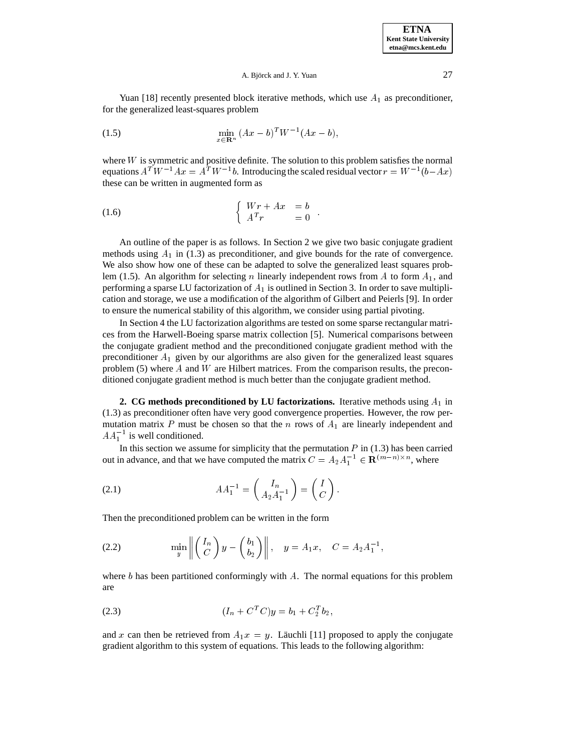Yuan [18] recently presented block iterative methods, which use $A_1$ as preconditioner, for the generalized least-squares problem

$$\min_{x \in \mathbf{R}^n} (Ax - b)^T W^{-1} (Ax - b), \tag{1.5}$$

where $W$ is symmetric and positive definite. The solution to this problem satisfies the normal equations $A^T W^{-1} Ax = A^T W^{-1} b$. Introducing the scaled residual vector $r = W^{-1}(b - Ax)$ these can be written in augmented form as

$$\begin{cases} Wr + Ax &= b \\ A^T r &= 0 \end{cases}. \tag{1.6}$$

An outline of the paper is as follows. In Section 2 we give two basic conjugate gradient methods using $A_1$ in (1.3) as preconditioner, and give bounds for the rate of convergence. We also show how one of these can be adapted to solve the generalized least squares problem (1.5). An algorithm for selecting $n$ linearly independent rows from $A$ to form $A_1$, and performing a sparse LU factorization of $A_1$ is outlined in Section 3. In order to save multiplication and storage, we use a modification of the algorithm of Gilbert and Peierls [9]. In order to ensure the numerical stability of this algorithm, we consider using partial pivoting.

In Section 4 the LU factorization algorithms are tested on some sparse rectangular matrices from the Harwell-Boeing sparse matrix collection [5]. Numerical comparisons between the conjugate gradient method and the preconditioned conjugate gradient method with the preconditioner $A_1$ given by our algorithms are also given for the generalized least squares problem (5) where $A$ and $W$ are Hilbert matrices. From the comparison results, the preconditioned conjugate gradient method is much better than the conjugate gradient method.

## 2. CG methods preconditioned by LU factorizations.

Iterative methods using $A_1$ in (1.3) as preconditioner often have very good convergence properties. However, the row permutation matrix $P$ must be chosen so that the $n$ rows of $A_1$ are linearly independent and $AA_1^{-1}$ is well conditioned.

In this section we assume for simplicity that the permutation $P$ in (1.3) has been carried out in advance, and that we have computed the matrix $C = A_2 A_1^{-1} \in \mathbf{R}^{(m-n)\times n}$, where

$$AA_1^{-1} = \begin{pmatrix} I_n \\ A_2 A_1^{-1} \end{pmatrix} = \begin{pmatrix} I \\ C \end{pmatrix}. \tag{2.1}$$

Then the preconditioned problem can be written in the form

$$\min_y \left\| \begin{pmatrix} I_n \\ C \end{pmatrix} y - \begin{pmatrix} b_1 \\ b_2 \end{pmatrix} \right\|, \quad y = A_1 x, \quad C = A_2 A_1^{-1}, \tag{2.2}$$

where $b$ has been partitioned conformingly with $A$. The normal equations for this problem are

$$(I_n + C^T C) y = b_1 + C_2^T b_2, \tag{2.3}$$

and $x$ can then be retrieved from $A_1 x = y$. Läuchli [11] proposed to apply the conjugate gradient algorithm to this system of equations. This leads to the following algorithm: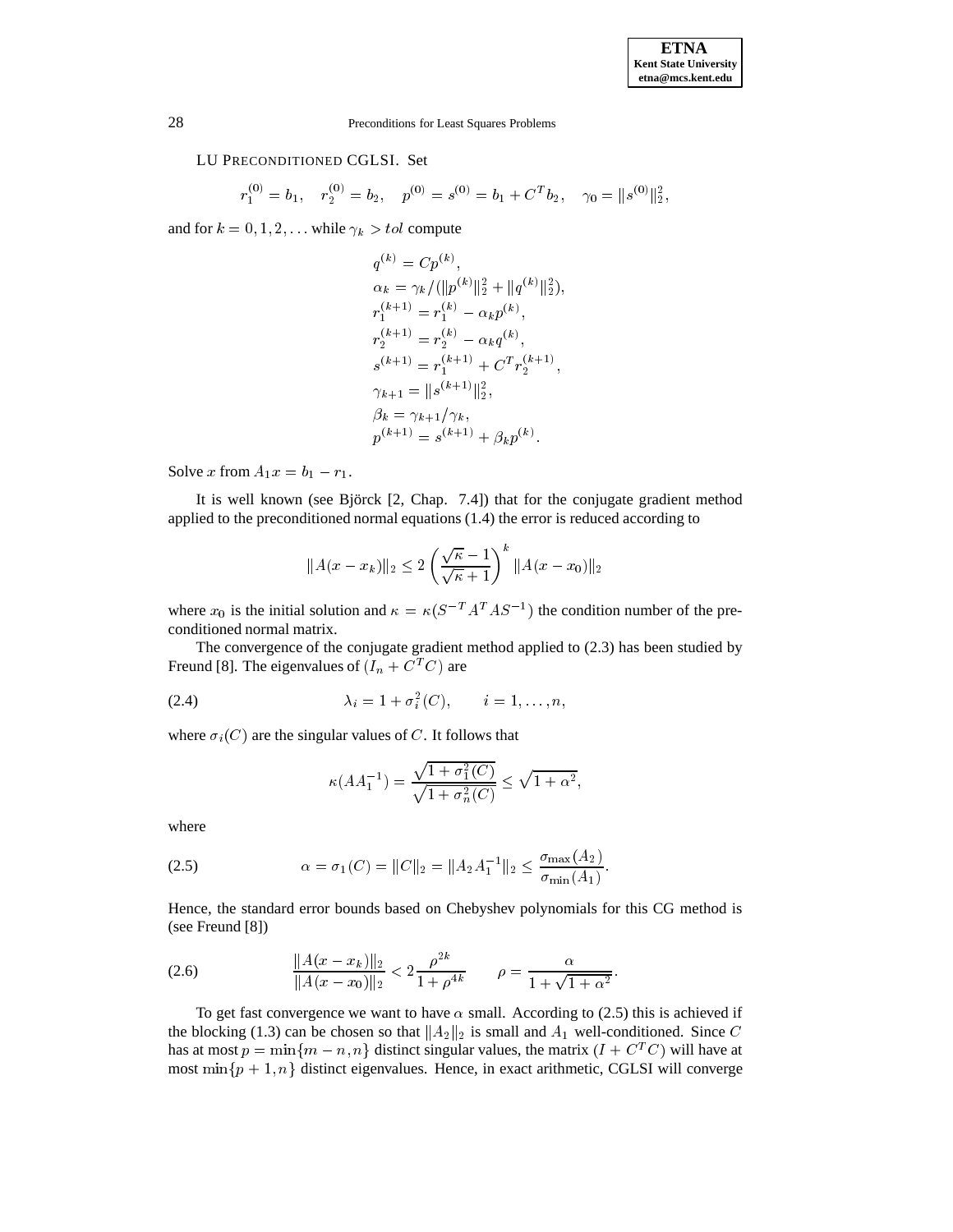LU PRECONDITIONED CGLSI. Set

$$r_1^{(0)} = b_1, \quad r_2^{(0)} = b_2, \quad p^{(0)} = s^{(0)} = b_1 + C^T b_2, \quad \gamma_0 = \|s^{(0)}\|_2^2,$$

and for $k = 0, 1, 2, \ldots$ while $\gamma_k > tol$ compute

$$\begin{aligned}
q^{(k)} &= Cp^{(k)}, \\
\alpha_k &= \gamma_k / (\|p^{(k)}\|_2^2 + \|q^{(k)}\|_2^2), \\
r_1^{(k+1)} &= r_1^{(k)} - \alpha_k p^{(k)}, \\
r_2^{(k+1)} &= r_2^{(k)} - \alpha_k q^{(k)}, \\
s^{(k+1)} &= r_1^{(k+1)} + C^T r_2^{(k+1)}, \\
\gamma_{k+1} &= \|s^{(k+1)}\|_2^2, \\
\beta_k &= \gamma_{k+1}/\gamma_k, \\
p^{(k+1)} &= s^{(k+1)} + \beta_k p^{(k)}.
\end{aligned}$$

Solve $x$ from $A_1 x = b_1 - r_1$.

It is well known (see Björck [2, Chap. 7.4]) that for the conjugate gradient method applied to the preconditioned normal equations (1.4) the error is reduced according to

$$\|A(x - x_k)\|_2 \leq 2 \left( \frac{\sqrt{\kappa} - 1}{\sqrt{\kappa} + 1} \right)^k \|A(x - x_0)\|_2$$

where $x_0$ is the initial solution and $\kappa = \kappa(S^{-T} A^T A S^{-1})$ the condition number of the preconditioned normal matrix.

The convergence of the conjugate gradient method applied to (2.3) has been studied by Freund [8]. The eigenvalues of $(I_n + C^T C)$ are

$$\lambda_i = 1 + \sigma_i^2(C), \qquad i = 1, \ldots, n, \tag{2.4}$$

where $\sigma_i(C)$ are the singular values of $C$. It follows that

$$\kappa(AA_1^{-1}) = \frac{\sqrt{1 + \sigma_1^2(C)}}{\sqrt{1 + \sigma_n^2(C)}} \leq \sqrt{1 + \alpha^2},$$

where

$$\alpha = \sigma_1(C) = \|C\|_2 = \|A_2 A_1^{-1}\|_2 \leq \frac{\sigma_{\max}(A_2)}{\sigma_{\min}(A_1)}. \tag{2.5}$$

Hence, the standard error bounds based on Chebyshev polynomials for this CG method is (see Freund [8])

$$\frac{\|A(x - x_k)\|_2}{\|A(x - x_0)\|_2} < 2 \frac{\rho^{2k}}{1 + \rho^{4k}} \qquad \rho = \frac{\alpha}{1 + \sqrt{1 + \alpha^2}}. \tag{2.6}$$

To get fast convergence we want to have $\alpha$ small. According to (2.5) this is achieved if the blocking (1.3) can be chosen so that $\|A_2\|_2$ is small and $A_1$ well-conditioned. Since $C$ has at most $p = \min\{m - n, n\}$ distinct singular values, the matrix $(I + C^T C)$ will have at most $\min\{p + 1, n\}$ distinct eigenvalues. Hence, in exact arithmetic, CGLSI will converge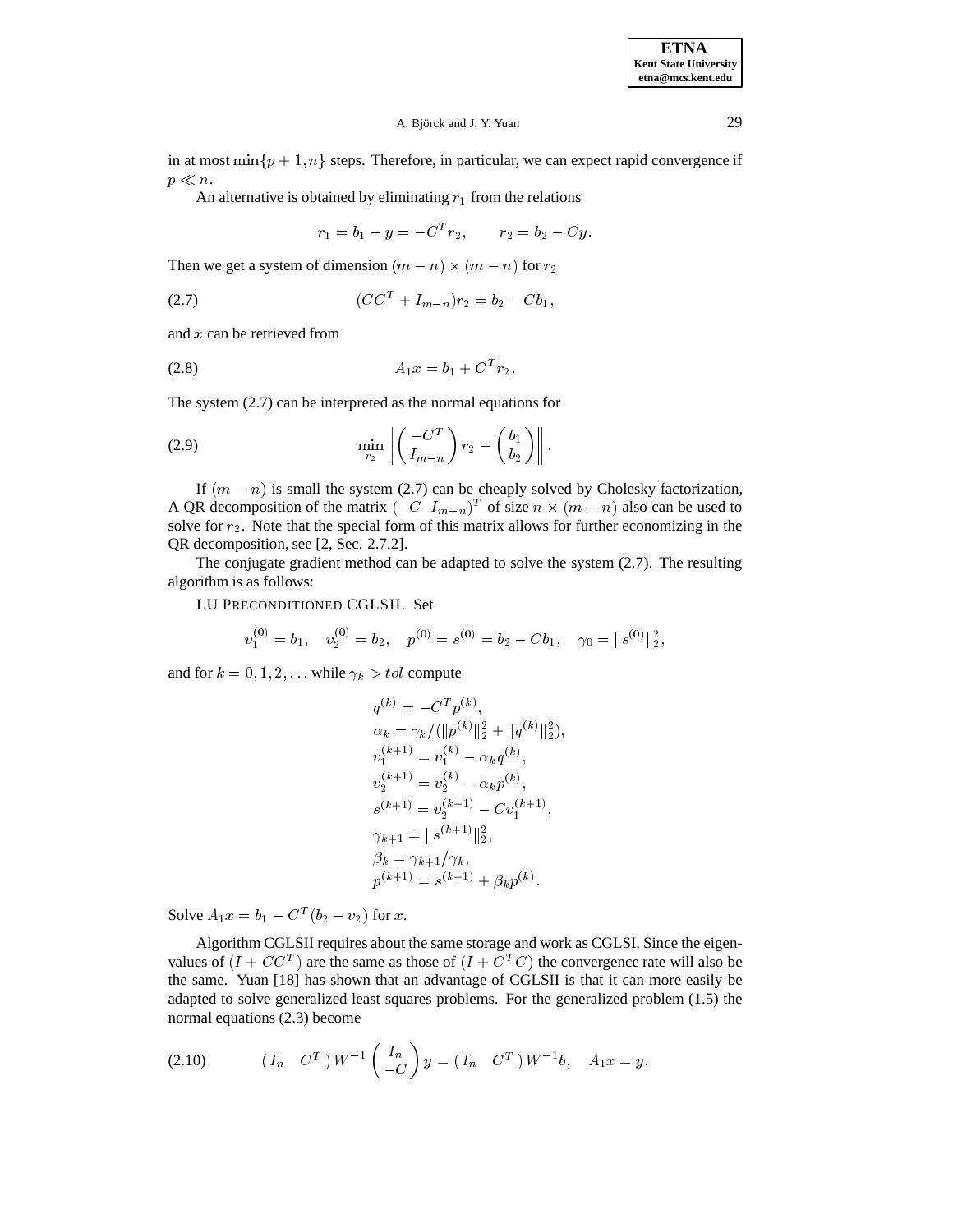in at most $\min\{p+1, n\}$ steps. Therefore, in particular, we can expect rapid convergence if $p \ll n$.

An alternative is obtained by eliminating $r_1$ from the relations

$$r_1 = b_1 - y = -C^T r_2, \qquad r_2 = b_2 - Cy.$$

Then we get a system of dimension $(m-n) \times (m-n)$ for $r_2$

$$(CC^T + I_{m-n}) r_2 = b_2 - Cb_1, \tag{2.7}$$

and $x$ can be retrieved from

$$A_1 x = b_1 + C^T r_2. \tag{2.8}$$

The system (2.7) can be interpreted as the normal equations for

$$\min_{r_2} \left\| \begin{pmatrix} -C^T \\ I_{m-n} \end{pmatrix} r_2 - \begin{pmatrix} b_1 \\ b_2 \end{pmatrix} \right\|. \tag{2.9}$$

If $(m-n)$ is small the system (2.7) can be cheaply solved by Cholesky factorization, A QR decomposition of the matrix $(-C \quad I_{m-n})^T$ of size $n \times (m-n)$ also can be used to solve for $r_2$. Note that the special form of this matrix allows for further economizing in the QR decomposition, see [2, Sec. 2.7.2].

The conjugate gradient method can be adapted to solve the system (2.7). The resulting algorithm is as follows:

LU PRECONDITIONED CGLSII. Set

$$v_1^{(0)} = b_1, \quad v_2^{(0)} = b_2, \quad p^{(0)} = s^{(0)} = b_2 - Cb_1, \quad \gamma_0 = \|s^{(0)}\|_2^2,$$

and for $k = 0, 1, 2, \ldots$ while $\gamma_k > tol$ compute

$$\begin{aligned}
&q^{(k)} = -C^T p^{(k)}, \\
&\alpha_k = \gamma_k / (\|p^{(k)}\|_2^2 + \|q^{(k)}\|_2^2), \\
&v_1^{(k+1)} = v_1^{(k)} - \alpha_k q^{(k)}, \\
&v_2^{(k+1)} = v_2^{(k)} - \alpha_k p^{(k)}, \\
&s^{(k+1)} = v_2^{(k+1)} - C v_1^{(k+1)}, \\
&\gamma_{k+1} = \|s^{(k+1)}\|_2^2, \\
&\beta_k = \gamma_{k+1}/\gamma_k, \\
&p^{(k+1)} = s^{(k+1)} + \beta_k p^{(k)}.
\end{aligned}$$

Solve $A_1 x = b_1 - C^T(b_2 - v_2)$ for $x$.

Algorithm CGLSII requires about the same storage and work as CGLSI. Since the eigenvalues of $(I + CC^T)$ are the same as those of $(I + C^T C)$ the convergence rate will also be the same. Yuan [18] has shown that an advantage of CGLSII is that it can more easily be adapted to solve generalized least squares problems. For the generalized problem (1.5) the normal equations (2.3) become

$$(\, I_n \quad C^T \,)\, W^{-1} \begin{pmatrix} I_n \\ -C \end{pmatrix} y = (\, I_n \quad C^T \,)\, W^{-1} b, \quad A_1 x = y. \tag{2.10}$$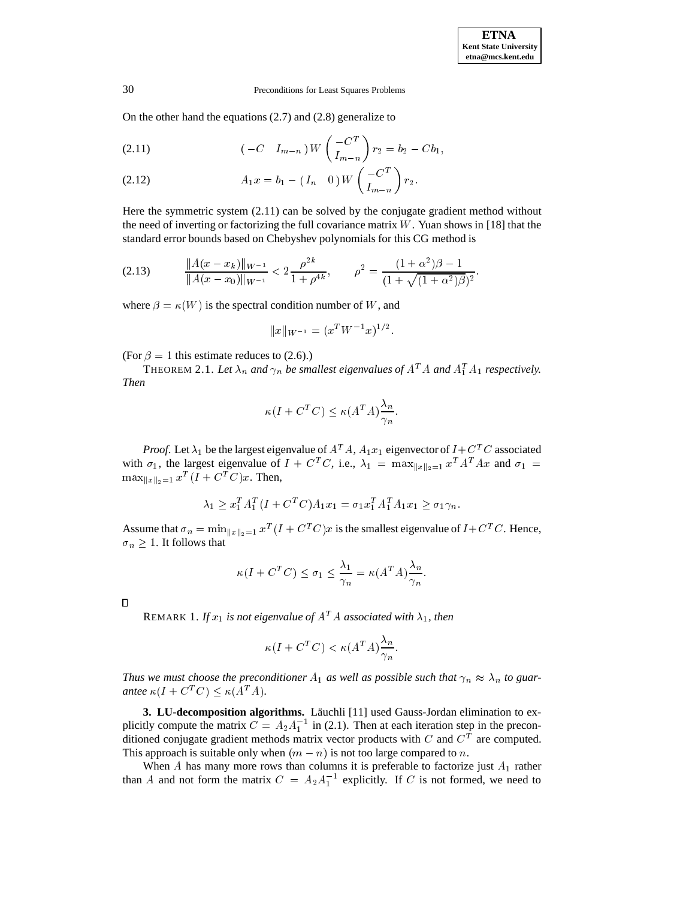On the other hand the equations (2.7) and (2.8) generalize to

$$(-C \quad I_{m-n})\, W \begin{pmatrix} -C^T \\ I_{m-n} \end{pmatrix} r_2 = b_2 - Cb_1, \tag{2.11}$$

$$A_1 x = b_1 - (I_n \quad 0)\, W \begin{pmatrix} -C^T \\ I_{m-n} \end{pmatrix} r_2. \tag{2.12}$$

Here the symmetric system (2.11) can be solved by the conjugate gradient method without the need of inverting or factorizing the full covariance matrix $W$. Yuan shows in [18] that the standard error bounds based on Chebyshev polynomials for this CG method is

$$\frac{\|A(x - x_k)\|_{W^{-1}}}{\|A(x - x_0)\|_{W^{-1}}} < 2\frac{\rho^{2k}}{1 + \rho^{4k}}, \qquad \rho^2 = \frac{(1 + \alpha^2)\beta - 1}{(1 + \sqrt{(1 + \alpha^2)\beta})^2}. \tag{2.13}$$

where $\beta = \kappa(W)$ is the spectral condition number of $W$, and

$$\|x\|_{W^{-1}} = (x^T W^{-1} x)^{1/2}.$$

(For $\beta = 1$ this estimate reduces to (2.6).)

THEOREM 2.1. *Let $\lambda_n$ and $\gamma_n$ be smallest eigenvalues of $A^T A$ and $A_1^T A_1$ respectively. Then*

$$\kappa(I + C^T C) \le \kappa(A^T A)\frac{\lambda_n}{\gamma_n}.$$

*Proof.* Let $\lambda_1$ be the largest eigenvalue of $A^T A$, $A_1 x_1$ eigenvector of $I + C^T C$ associated with $\sigma_1$, the largest eigenvalue of $I + C^T C$, i.e., $\lambda_1 = \max_{\|x\|_2 = 1} x^T A^T A x$ and $\sigma_1 = \max_{\|x\|_2 = 1} x^T (I + C^T C) x$. Then,

$$\lambda_1 \ge x_1^T A_1^T (I + C^T C) A_1 x_1 = \sigma_1 x_1^T A_1^T A_1 x_1 \ge \sigma_1 \gamma_n.$$

Assume that $\sigma_n = \min_{\|x\|_2 = 1} x^T (I + C^T C) x$ is the smallest eigenvalue of $I + C^T C$. Hence, $\sigma_n \ge 1$. It follows that

$$\kappa(I + C^T C) \le \sigma_1 \le \frac{\lambda_1}{\gamma_n} = \kappa(A^T A)\frac{\lambda_n}{\gamma_n}.$$

□

REMARK 1. *If $x_1$ is not eigenvalue of $A^T A$ associated with $\lambda_1$, then*

$$\kappa(I + C^T C) < \kappa(A^T A)\frac{\lambda_n}{\gamma_n}.$$

*Thus we must choose the preconditioner $A_1$ as well as possible such that $\gamma_n \approx \lambda_n$ to guarantee $\kappa(I + C^T C) \le \kappa(A^T A)$.*

**3. LU-decomposition algorithms.** Läuchli [11] used Gauss-Jordan elimination to explicitly compute the matrix $C = A_2 A_1^{-1}$ in (2.1). Then at each iteration step in the preconditioned conjugate gradient methods matrix vector products with $C$ and $C^T$ are computed. This approach is suitable only when $(m - n)$ is not too large compared to $n$.

When $A$ has many more rows than columns it is preferable to factorize just $A_1$ rather than $A$ and not form the matrix $C = A_2 A_1^{-1}$ explicitly. If $C$ is not formed, we need to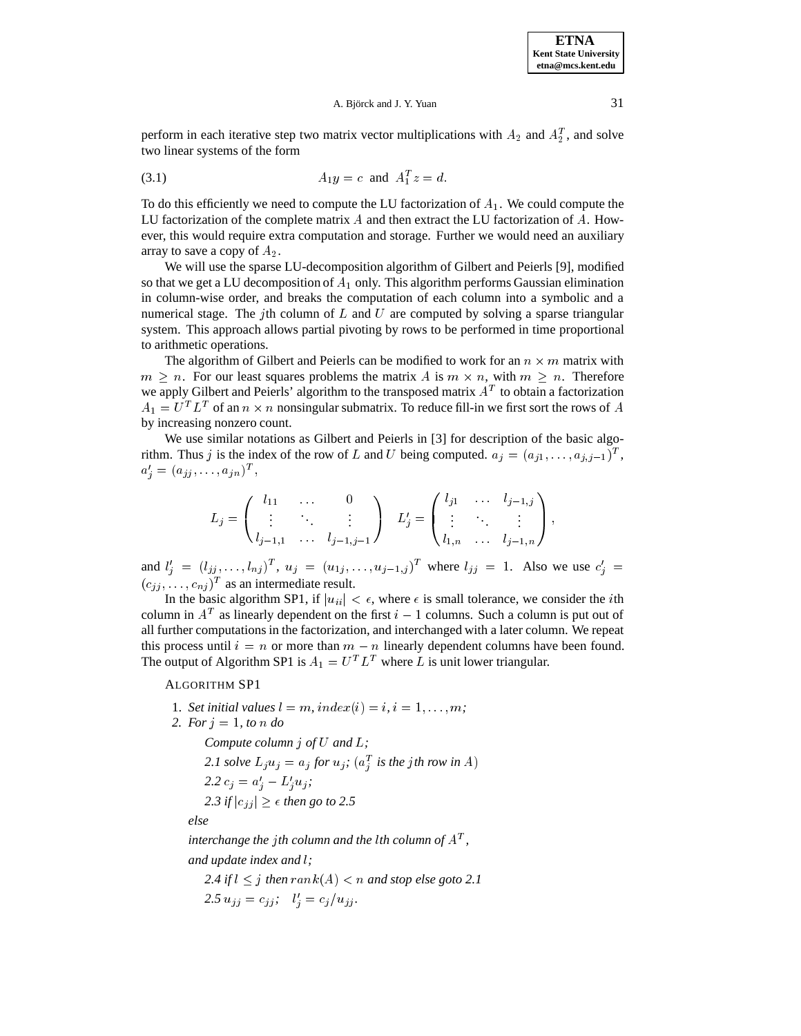perform in each iterative step two matrix vector multiplications with $A_2$ and $A_2^T$, and solve two linear systems of the form

$$A_1 y = c \text{ and } A_1^T z = d. \tag{3.1}$$

To do this efficiently we need to compute the LU factorization of $A_1$. We could compute the LU factorization of the complete matrix $A$ and then extract the LU factorization of $A$. However, this would require extra computation and storage. Further we would need an auxiliary array to save a copy of $A_2$.

We will use the sparse LU-decomposition algorithm of Gilbert and Peierls [9], modified so that we get a LU decomposition of $A_1$ only. This algorithm performs Gaussian elimination in column-wise order, and breaks the computation of each column into a symbolic and a numerical stage. The $j$th column of $L$ and $U$ are computed by solving a sparse triangular system. This approach allows partial pivoting by rows to be performed in time proportional to arithmetic operations.

The algorithm of Gilbert and Peierls can be modified to work for an $n \times m$ matrix with $m \geq n$. For our least squares problems the matrix $A$ is $m \times n$, with $m \geq n$. Therefore we apply Gilbert and Peierls' algorithm to the transposed matrix $A^T$ to obtain a factorization $A_1 = U^T L^T$ of an $n \times n$ nonsingular submatrix. To reduce fill-in we first sort the rows of $A$ by increasing nonzero count.

We use similar notations as Gilbert and Peierls in [3] for description of the basic algorithm. Thus $j$ is the index of the row of $L$ and $U$ being computed. $a_j = (a_{j1}, \ldots, a_{j,j-1})^T$, $a_j' = (a_{jj}, \ldots, a_{jn})^T$,

$$L_j = \begin{pmatrix} l_{11} & \ldots & 0 \\ \vdots & \ddots & \vdots \\ l_{j-1,1} & \ldots & l_{j-1,j-1} \end{pmatrix} \quad L_j' = \begin{pmatrix} l_{j1} & \ldots & l_{j-1,j} \\ \vdots & \ddots & \vdots \\ l_{1,n} & \ldots & l_{j-1,n} \end{pmatrix},$$

and $l_j' = (l_{jj}, \ldots, l_{nj})^T$, $u_j = (u_{1j}, \ldots, u_{j-1,j})^T$ where $l_{jj} = 1$. Also we use $c_j' = (c_{jj}, \ldots, c_{nj})^T$ as an intermediate result.

In the basic algorithm SP1, if $|u_{ii}| < \epsilon$, where $\epsilon$ is small tolerance, we consider the $i$th column in $A^T$ as linearly dependent on the first $i-1$ columns. Such a column is put out of all further computations in the factorization, and interchanged with a later column. We repeat this process until $i = n$ or more than $m - n$ linearly dependent columns have been found. The output of Algorithm SP1 is $A_1 = U^T L^T$ where $L$ is unit lower triangular.

ALGORITHM SP1

1. *Set initial values* $l = m, index(i) = i, i = 1, \ldots, m$;
2. *For* $j = 1$, *to* $n$ *do*

   *Compute column* $j$ *of* $U$ *and* $L$;

   *2.1 solve* $L_j u_j = a_j$ *for* $u_j$; ($a_j^T$ *is the* $j$*th row in* $A$)

   *2.2* $c_j = a_j' - L_j' u_j$;

   *2.3 if* $|c_{jj}| \geq \epsilon$ *then go to 2.5*

   *else*

   *interchange the* $j$*th column and the* $l$*th column of* $A^T$,

   *and update index and* $l$;

   *2.4 if* $l \leq j$ *then* $rank(A) < n$ *and stop else goto 2.1*

   *2.5* $u_{jj} = c_{jj}$; $\quad l_j' = c_j / u_{jj}$.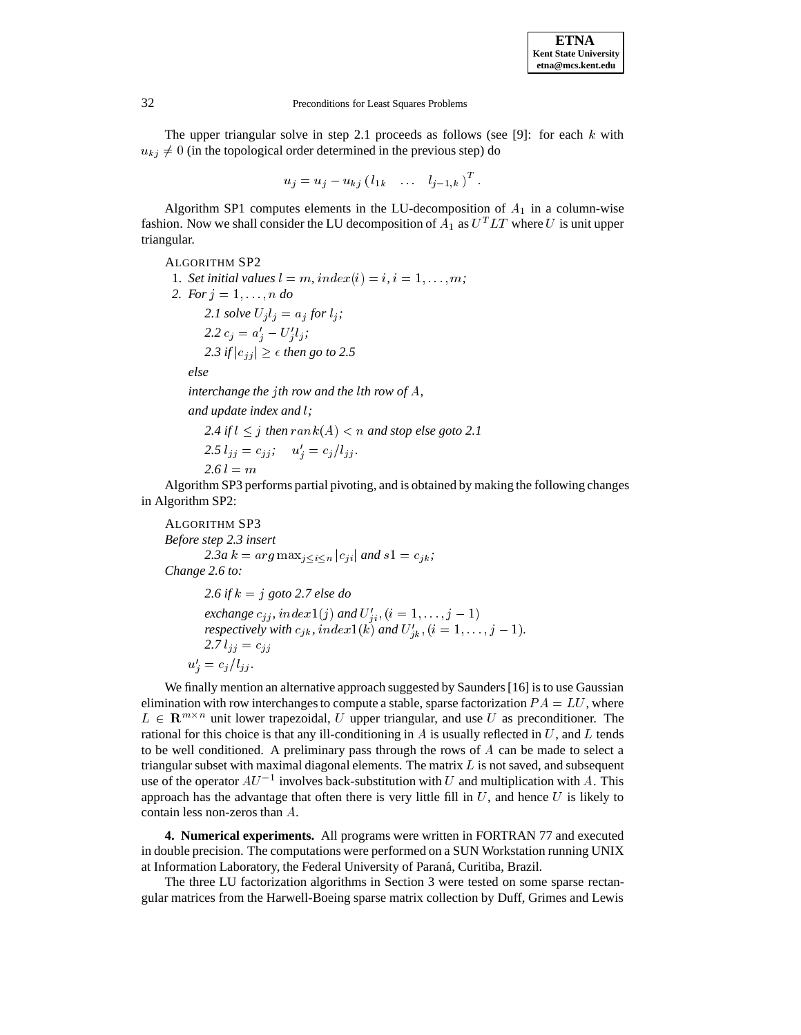The upper triangular solve in step 2.1 proceeds as follows (see [9]: for each $k$ with $u_{kj} \neq 0$ (in the topological order determined in the previous step) do

$$u_j = u_j - u_{kj} \left( l_{1k} \quad \dots \quad l_{j-1,k} \right)^T .$$

Algorithm SP1 computes elements in the LU-decomposition of $A_1$ in a column-wise fashion. Now we shall consider the LU decomposition of $A_1$ as $U^T LT$ where $U$ is unit upper triangular.

ALGORITHM SP2

1. *Set initial values* $l = m, index(i) = i, i = 1, \dots, m$*;*
2. *For* $j = 1, \dots, n$ *do*

   *2.1 solve* $U_j l_j = a_j$ *for* $l_j$*;*

   *2.2* $c_j = a'_j - U'_j l_j$*;*

   *2.3 if* $|c_{jj}| \geq \epsilon$ *then go to 2.5*

   *else*

   *interchange the* $j$*th row and the* $l$*th row of* $A$*,*

   *and update index and* $l$*;*

   *2.4 if* $l \leq j$ *then* $rank(A) < n$ *and stop else goto 2.1*

   *2.5* $l_{jj} = c_{jj}$*;* $\quad u'_j = c_j / l_{jj}$*.*

   *2.6* $l = m$

Algorithm SP3 performs partial pivoting, and is obtained by making the following changes in Algorithm SP2:

ALGORITHM SP3

*Before step 2.3 insert*

*2.3a* $k = arg \max_{j \leq i \leq n} |c_{ji}|$ *and* $s1 = c_{jk}$*;*

*Change 2.6 to:*

*2.6 if* $k = j$ *goto 2.7 else do*

*exchange* $c_{jj}, index1(j)$ *and* $U'_{ji}, (i = 1, \dots, j-1)$
*respectively with* $c_{jk}, index1(k)$ *and* $U'_{jk}, (i = 1, \dots, j-1)$*.*

*2.7* $l_{jj} = c_{jj}$

$u'_j = c_j / l_{jj}$*.*

We finally mention an alternative approach suggested by Saunders [16] is to use Gaussian elimination with row interchanges to compute a stable, sparse factorization $PA = LU$, where $L \in \mathbf{R}^{m \times n}$ unit lower trapezoidal, $U$ upper triangular, and use $U$ as preconditioner. The rational for this choice is that any ill-conditioning in $A$ is usually reflected in $U$, and $L$ tends to be well conditioned. A preliminary pass through the rows of $A$ can be made to select a triangular subset with maximal diagonal elements. The matrix $L$ is not saved, and subsequent use of the operator $AU^{-1}$ involves back-substitution with $U$ and multiplication with $A$. This approach has the advantage that often there is very little fill in $U$, and hence $U$ is likely to contain less non-zeros than $A$.

## 4. Numerical experiments.

All programs were written in FORTRAN 77 and executed in double precision. The computations were performed on a SUN Workstation running UNIX at Information Laboratory, the Federal University of Paraná, Curitiba, Brazil.

The three LU factorization algorithms in Section 3 were tested on some sparse rectangular matrices from the Harwell-Boeing sparse matrix collection by Duff, Grimes and Lewis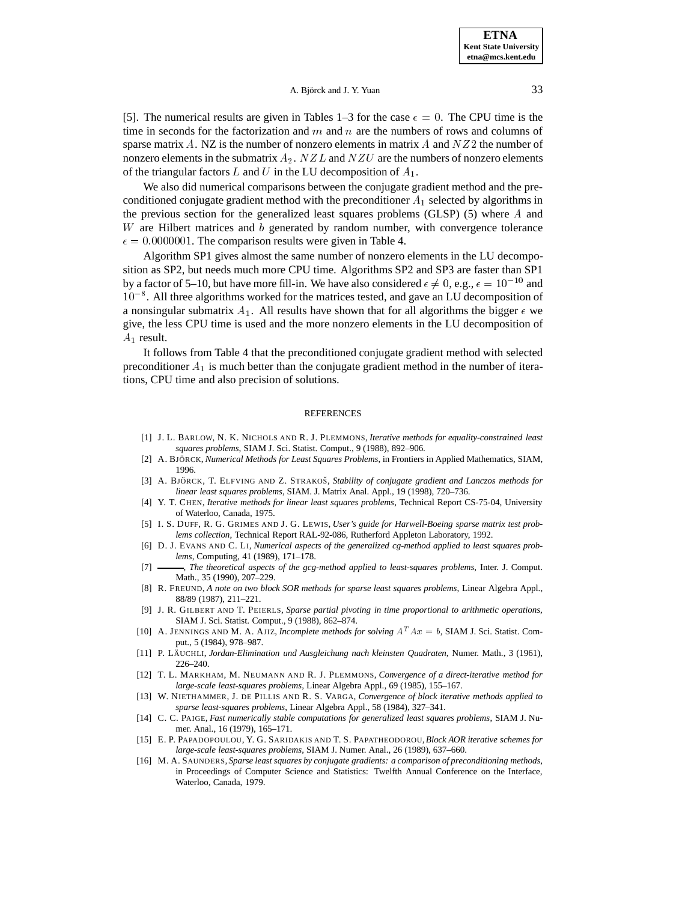[5]. The numerical results are given in Tables 1–3 for the case $\epsilon = 0$. The CPU time is the time in seconds for the factorization and $m$ and $n$ are the numbers of rows and columns of sparse matrix $A$. NZ is the number of nonzero elements in matrix $A$ and $NZ2$ the number of nonzero elements in the submatrix $A_2$. $NZL$ and $NZU$ are the numbers of nonzero elements of the triangular factors $L$ and $U$ in the LU decomposition of $A_1$.

We also did numerical comparisons between the conjugate gradient method and the preconditioned conjugate gradient method with the preconditioner $A_1$ selected by algorithms in the previous section for the generalized least squares problems (GLSP) (5) where $A$ and $W$ are Hilbert matrices and $b$ generated by random number, with convergence tolerance $\epsilon = 0.0000001$. The comparison results were given in Table 4.

Algorithm SP1 gives almost the same number of nonzero elements in the LU decomposition as SP2, but needs much more CPU time. Algorithms SP2 and SP3 are faster than SP1 by a factor of 5–10, but have more fill-in. We have also considered $\epsilon \neq 0$, e.g., $\epsilon = 10^{-10}$ and $10^{-8}$. All three algorithms worked for the matrices tested, and gave an LU decomposition of a nonsingular submatrix $A_1$. All results have shown that for all algorithms the bigger $\epsilon$ we give, the less CPU time is used and the more nonzero elements in the LU decomposition of $A_1$ result.

It follows from Table 4 that the preconditioned conjugate gradient method with selected preconditioner $A_1$ is much better than the conjugate gradient method in the number of iterations, CPU time and also precision of solutions.

## REFERENCES

[1] J. L. Barlow, N. K. Nichols and R. J. Plemmons, *Iterative methods for equality-constrained least squares problems*, SIAM J. Sci. Statist. Comput., 9 (1988), 892–906.

[2] A. Björck, *Numerical Methods for Least Squares Problems*, in Frontiers in Applied Mathematics, SIAM, 1996.

[3] A. Björck, T. Elfving and Z. Strakoš, *Stability of conjugate gradient and Lanczos methods for linear least squares problems*, SIAM. J. Matrix Anal. Appl., 19 (1998), 720–736.

[4] Y. T. Chen, *Iterative methods for linear least squares problems*, Technical Report CS-75-04, University of Waterloo, Canada, 1975.

[5] I. S. Duff, R. G. Grimes and J. G. Lewis, *User's guide for Harwell-Boeing sparse matrix test problems collection*, Technical Report RAL-92-086, Rutherford Appleton Laboratory, 1992.

[6] D. J. Evans and C. Li, *Numerical aspects of the generalized cg-method applied to least squares problems*, Computing, 41 (1989), 171–178.

[7] ———, *The theoretical aspects of the gcg-method applied to least-squares problems*, Inter. J. Comput. Math., 35 (1990), 207–229.

[8] R. Freund, *A note on two block SOR methods for sparse least squares problems*, Linear Algebra Appl., 88/89 (1987), 211–221.

[9] J. R. Gilbert and T. Peierls, *Sparse partial pivoting in time proportional to arithmetic operations*, SIAM J. Sci. Statist. Comput., 9 (1988), 862–874.

[10] A. Jennings and M. A. Ajiz, *Incomplete methods for solving $A^T Ax = b$*, SIAM J. Sci. Statist. Comput., 5 (1984), 978–987.

[11] P. Läuchli, *Jordan-Elimination und Ausgleichung nach kleinsten Quadraten*, Numer. Math., 3 (1961), 226–240.

[12] T. L. Markham, M. Neumann and R. J. Plemmons, *Convergence of a direct-iterative method for large-scale least-squares problems*, Linear Algebra Appl., 69 (1985), 155–167.

[13] W. Niethammer, J. de Pillis and R. S. Varga, *Convergence of block iterative methods applied to sparse least-squares problems*, Linear Algebra Appl., 58 (1984), 327–341.

[14] C. C. Paige, *Fast numerically stable computations for generalized least squares problems*, SIAM J. Numer. Anal., 16 (1979), 165–171.

[15] E. P. Papadopoulou, Y. G. Saridakis and T. S. Papatheodorou, *Block AOR iterative schemes for large-scale least-squares problems*, SIAM J. Numer. Anal., 26 (1989), 637–660.

[16] M. A. Saunders, *Sparse least squares by conjugate gradients: a comparison of preconditioning methods*, in Proceedings of Computer Science and Statistics: Twelfth Annual Conference on the Interface, Waterloo, Canada, 1979.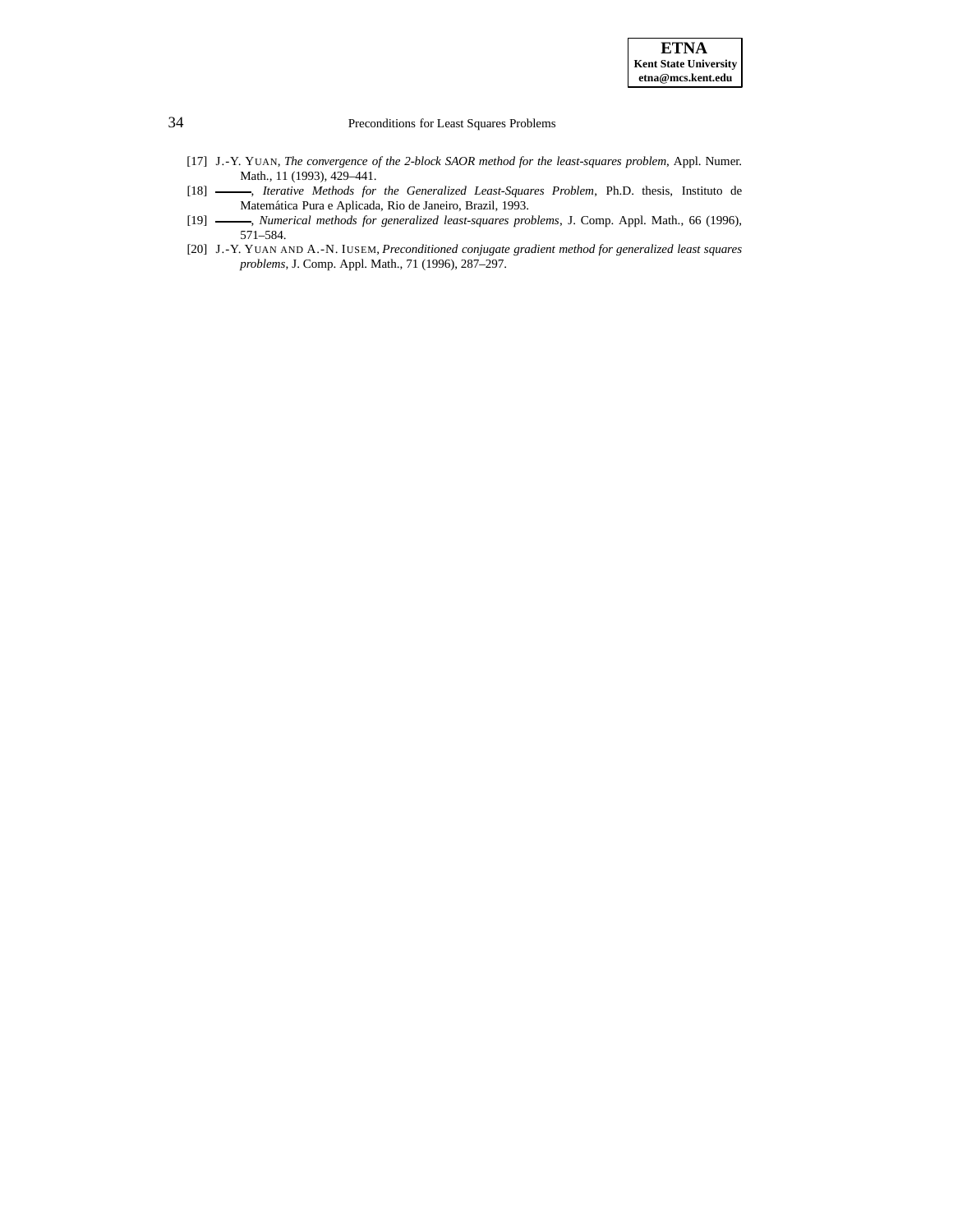[17] J.-Y. YUAN, *The convergence of the 2-block SAOR method for the least-squares problem*, Appl. Numer. Math., 11 (1993), 429–441.

[18] ———, *Iterative Methods for the Generalized Least-Squares Problem*, Ph.D. thesis, Instituto de Matemática Pura e Aplicada, Rio de Janeiro, Brazil, 1993.

[19] ———, *Numerical methods for generalized least-squares problems*, J. Comp. Appl. Math., 66 (1996), 571–584.

[20] J.-Y. YUAN AND A.-N. IUSEM, *Preconditioned conjugate gradient method for generalized least squares problems*, J. Comp. Appl. Math., 71 (1996), 287–297.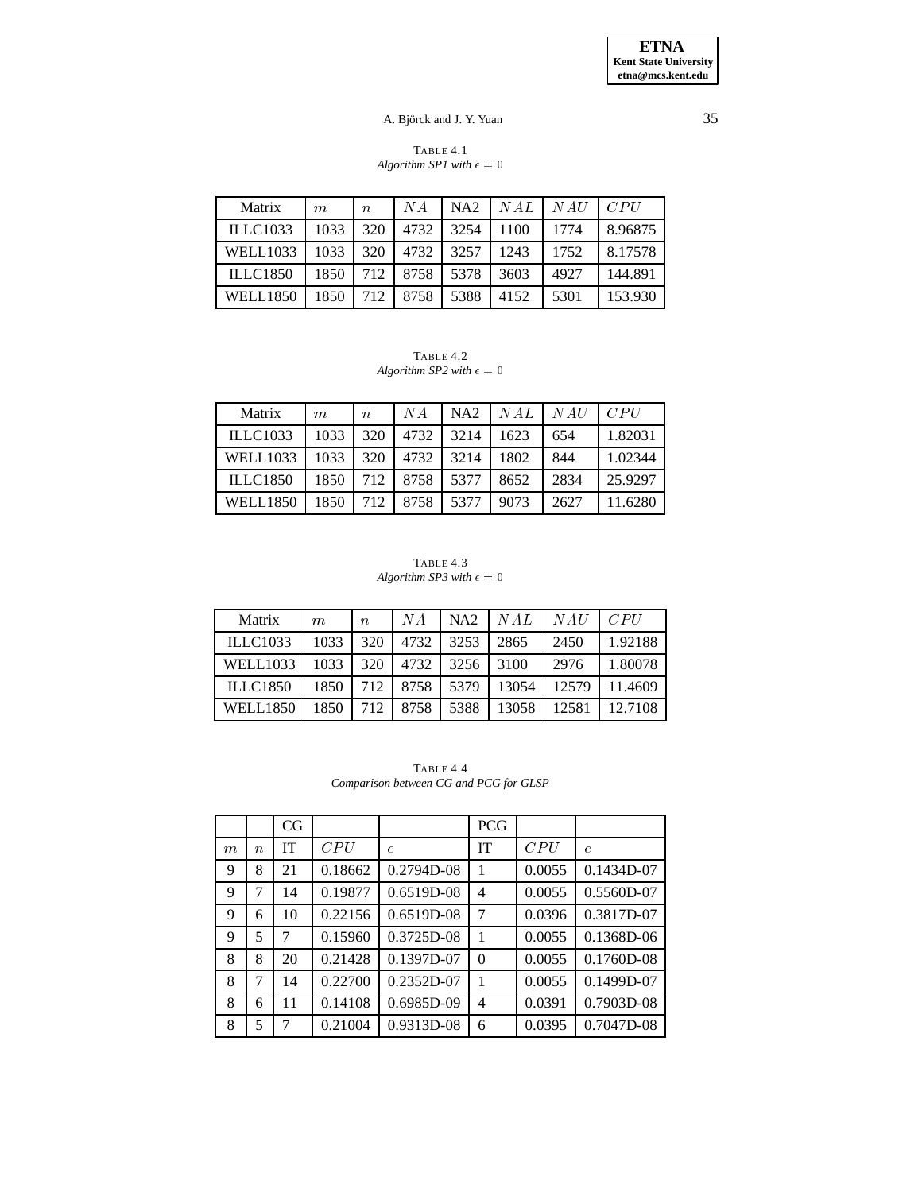TABLE 4.1
*Algorithm SP1 with $\epsilon = 0$*

| Matrix | $m$ | $n$ | $NA$ | NA2 | $NAL$ | $NAU$ | $CPU$ |
|---|---|---|---|---|---|---|---|
| ILLC1033 | 1033 | 320 | 4732 | 3254 | 1100 | 1774 | 8.96875 |
| WELL1033 | 1033 | 320 | 4732 | 3257 | 1243 | 1752 | 8.17578 |
| ILLC1850 | 1850 | 712 | 8758 | 5378 | 3603 | 4927 | 144.891 |
| WELL1850 | 1850 | 712 | 8758 | 5388 | 4152 | 5301 | 153.930 |

TABLE 4.2
*Algorithm SP2 with $\epsilon = 0$*

| Matrix | $m$ | $n$ | $NA$ | NA2 | $NAL$ | $NAU$ | $CPU$ |
|---|---|---|---|---|---|---|---|
| ILLC1033 | 1033 | 320 | 4732 | 3214 | 1623 | 654 | 1.82031 |
| WELL1033 | 1033 | 320 | 4732 | 3214 | 1802 | 844 | 1.02344 |
| ILLC1850 | 1850 | 712 | 8758 | 5377 | 8652 | 2834 | 25.9297 |
| WELL1850 | 1850 | 712 | 8758 | 5377 | 9073 | 2627 | 11.6280 |

TABLE 4.3
*Algorithm SP3 with $\epsilon = 0$*

| Matrix | $m$ | $n$ | $NA$ | NA2 | $NAL$ | $NAU$ | $CPU$ |
|---|---|---|---|---|---|---|---|
| ILLC1033 | 1033 | 320 | 4732 | 3253 | 2865 | 2450 | 1.92188 |
| WELL1033 | 1033 | 320 | 4732 | 3256 | 3100 | 2976 | 1.80078 |
| ILLC1850 | 1850 | 712 | 8758 | 5379 | 13054 | 12579 | 11.4609 |
| WELL1850 | 1850 | 712 | 8758 | 5388 | 13058 | 12581 | 12.7108 |

TABLE 4.4
*Comparison between CG and PCG for GLSP*

| | | CG | | | PCG | | |
|---|---|---|---|---|---|---|---|
| $m$ | $n$ | IT | $CPU$ | $e$ | IT | $CPU$ | $e$ |
| 9 | 8 | 21 | 0.18662 | 0.2794D-08 | 1 | 0.0055 | 0.1434D-07 |
| 9 | 7 | 14 | 0.19877 | 0.6519D-08 | 4 | 0.0055 | 0.5560D-07 |
| 9 | 6 | 10 | 0.22156 | 0.6519D-08 | 7 | 0.0396 | 0.3817D-07 |
| 9 | 5 | 7 | 0.15960 | 0.3725D-08 | 1 | 0.0055 | 0.1368D-06 |
| 8 | 8 | 20 | 0.21428 | 0.1397D-07 | 0 | 0.0055 | 0.1760D-08 |
| 8 | 7 | 14 | 0.22700 | 0.2352D-07 | 1 | 0.0055 | 0.1499D-07 |
| 8 | 6 | 11 | 0.14108 | 0.6985D-09 | 4 | 0.0391 | 0.7903D-08 |
| 8 | 5 | 7 | 0.21004 | 0.9313D-08 | 6 | 0.0395 | 0.7047D-08 |